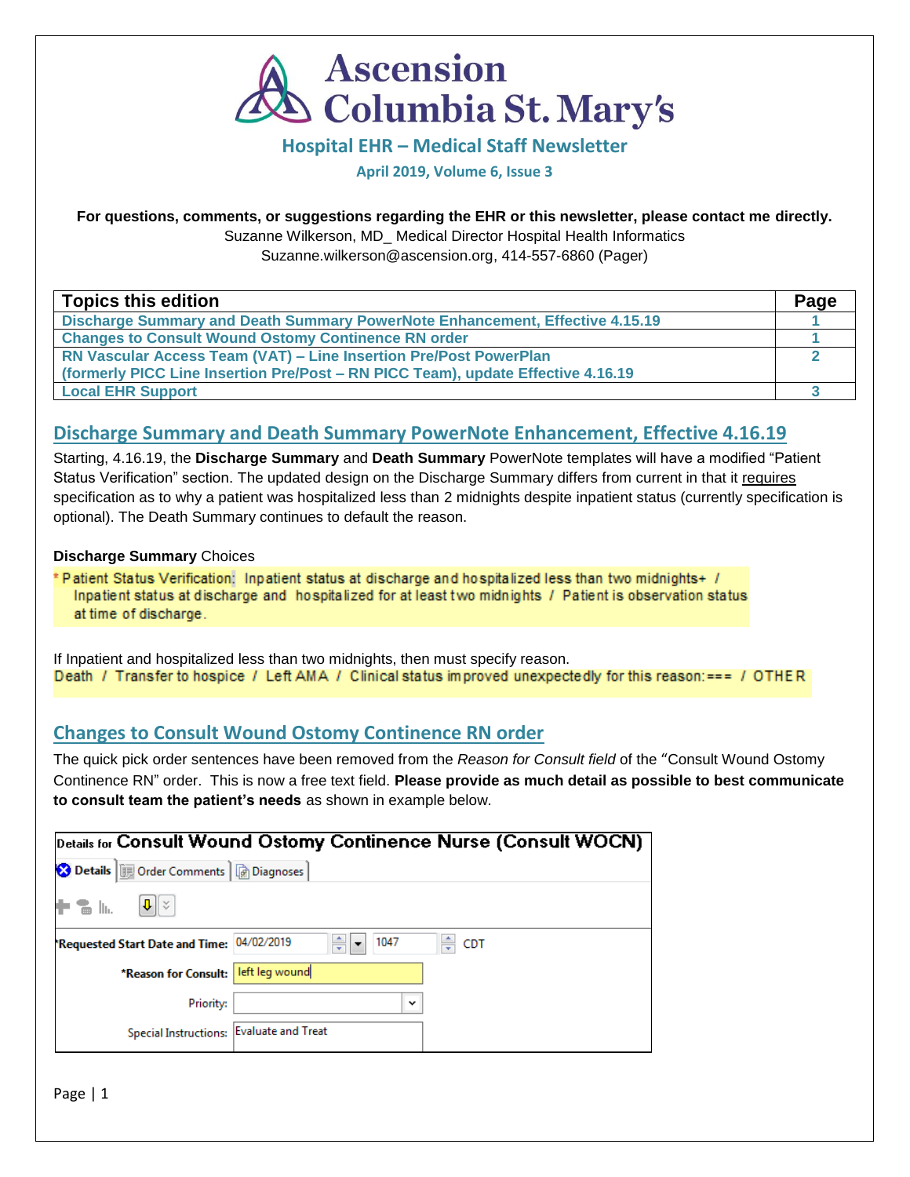# Ascension Columbia St. Mary's

## Hospital EHR – Medical Staff Newsletter

**April 2019, Volume 6, Issue 3**

**For questions, comments, or suggestions regarding the EHR or this newsletter, please contact me directly.**
Suzanne Wilkerson, MD_ Medical Director Hospital Health Informatics
Suzanne.wilkerson@ascension.org, 414-557-6860 (Pager)

| Topics this edition | Page |
|---|---|
| Discharge Summary and Death Summary PowerNote Enhancement, Effective 4.15.19 | 1 |
| Changes to Consult Wound Ostomy Continence RN order | 1 |
| RN Vascular Access Team (VAT) – Line Insertion Pre/Post PowerPlan (formerly PICC Line Insertion Pre/Post – RN PICC Team), update Effective 4.16.19 | 2 |
| Local EHR Support | 3 |

## Discharge Summary and Death Summary PowerNote Enhancement, Effective 4.16.19

Starting, 4.16.19, the **Discharge Summary** and **Death Summary** PowerNote templates will have a modified "Patient Status Verification" section. The updated design on the Discharge Summary differs from current in that it requires specification as to why a patient was hospitalized less than 2 midnights despite inpatient status (currently specification is optional). The Death Summary continues to default the reason.

**Discharge Summary** Choices

\* Patient Status Verification: Inpatient status at discharge and hospitalized less than two midnights+ / Inpatient status at discharge and hospitalized for at least two midnights / Patient is observation status at time of discharge.

If Inpatient and hospitalized less than two midnights, then must specify reason.

Death / Transfer to hospice / Left AMA / Clinical status improved unexpectedly for this reason:=== / OTHER

## Changes to Consult Wound Ostomy Continence RN order

The quick pick order sentences have been removed from the *Reason for Consult field* of the "Consult Wound Ostomy Continence RN" order. This is now a free text field. **Please provide as much detail as possible to best communicate to consult team the patient's needs** as shown in example below.

Details for **Consult Wound Ostomy Continence Nurse (Consult WOCN)**

Details | Order Comments | Diagnoses

| | |
|---|---|
| *Requested Start Date and Time: | 04/02/2019 1047 CDT |
| *Reason for Consult: | left leg wound |
| Priority: | |
| Special Instructions: | Evaluate and Treat |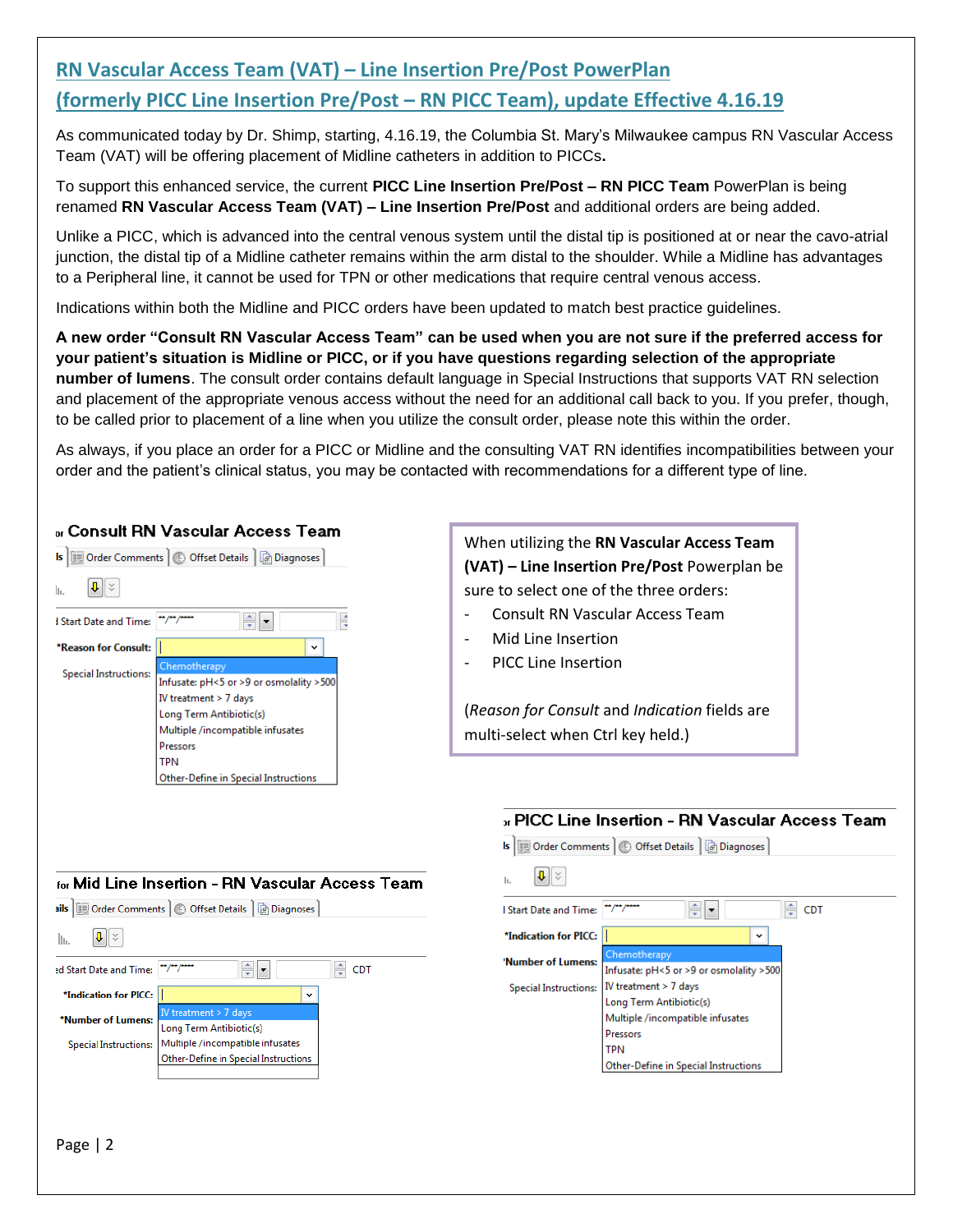## RN Vascular Access Team (VAT) – Line Insertion Pre/Post PowerPlan (formerly PICC Line Insertion Pre/Post – RN PICC Team), update Effective 4.16.19

As communicated today by Dr. Shimp, starting, 4.16.19, the Columbia St. Mary's Milwaukee campus RN Vascular Access Team (VAT) will be offering placement of Midline catheters in addition to PICCs**.**

To support this enhanced service, the current **PICC Line Insertion Pre/Post – RN PICC Team** PowerPlan is being renamed **RN Vascular Access Team (VAT) – Line Insertion Pre/Post** and additional orders are being added.

Unlike a PICC, which is advanced into the central venous system until the distal tip is positioned at or near the cavo-atrial junction, the distal tip of a Midline catheter remains within the arm distal to the shoulder. While a Midline has advantages to a Peripheral line, it cannot be used for TPN or other medications that require central venous access.

Indications within both the Midline and PICC orders have been updated to match best practice guidelines.

**A new order "Consult RN Vascular Access Team" can be used when you are not sure if the preferred access for your patient's situation is Midline or PICC, or if you have questions regarding selection of the appropriate number of lumens**. The consult order contains default language in Special Instructions that supports VAT RN selection and placement of the appropriate venous access without the need for an additional call back to you. If you prefer, though, to be called prior to placement of a line when you utilize the consult order, please note this within the order.

As always, if you place an order for a PICC or Midline and the consulting VAT RN identifies incompatibilities between your order and the patient's clinical status, you may be contacted with recommendations for a different type of line.

**Consult RN Vascular Access Team**

Order Comments | Offset Details | Diagnoses

Start Date and Time: \*\*/\*\*/\*\*\*\*

\*Reason for Consult:

Special Instructions:

- Chemotherapy
- Infusate: pH<5 or >9 or osmolality >500
- IV treatment > 7 days
- Long Term Antibiotic(s)
- Multiple /incompatible infusates
- Pressors
- TPN
- Other-Define in Special Instructions

When utilizing the **RN Vascular Access Team (VAT) – Line Insertion Pre/Post** Powerplan be sure to select one of the three orders:

- Consult RN Vascular Access Team
- Mid Line Insertion
- PICC Line Insertion

(*Reason for Consult* and *Indication* fields are multi-select when Ctrl key held.)

**PICC Line Insertion - RN Vascular Access Team**

Order Comments | Offset Details | Diagnoses

Start Date and Time: \*\*/\*\*/\*\*\*\* CDT

\*Indication for PICC:

\*Number of Lumens:

Special Instructions:

- Chemotherapy
- Infusate: pH<5 or >9 or osmolality >500
- IV treatment > 7 days
- Long Term Antibiotic(s)
- Multiple /incompatible infusates
- Pressors
- TPN
- Other-Define in Special Instructions

**Mid Line Insertion - RN Vascular Access Team**

Order Comments | Offset Details | Diagnoses

Start Date and Time: \*\*/\*\*/\*\*\*\* CDT

\*Indication for PICC:

\*Number of Lumens:

Special Instructions:

- IV treatment > 7 days
- Long Term Antibiotic(s)
- Multiple /incompatible infusates
- Other-Define in Special Instructions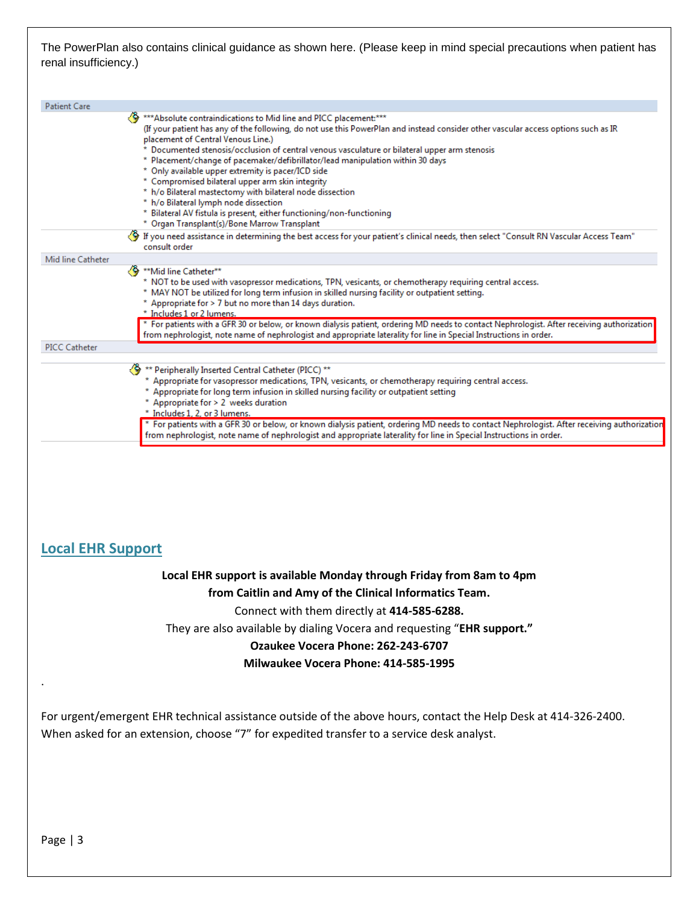The PowerPlan also contains clinical guidance as shown here. (Please keep in mind special precautions when patient has renal insufficiency.)

**Patient Care**

***Absolute contraindications to Mid line and PICC placement:***
(If your patient has any of the following, do not use this PowerPlan and instead consider other vascular access options such as IR placement of Central Venous Line.)
* Documented stenosis/occlusion of central venous vasculature or bilateral upper arm stenosis
* Placement/change of pacemaker/defibrillator/lead manipulation within 30 days
* Only available upper extremity is pacer/ICD side
* Compromised bilateral upper arm skin integrity
* h/o Bilateral mastectomy with bilateral node dissection
* h/o Bilateral lymph node dissection
* Bilateral AV fistula is present, either functioning/non-functioning
* Organ Transplant(s)/Bone Marrow Transplant

If you need assistance in determining the best access for your patient's clinical needs, then select "Consult RN Vascular Access Team" consult order

**Mid line Catheter**

**Mid line Catheter**
* NOT to be used with vasopressor medications, TPN, vesicants, or chemotherapy requiring central access.
* MAY NOT be utilized for long term infusion in skilled nursing facility or outpatient setting.
* Appropriate for > 7 but no more than 14 days duration.
* Includes 1 or 2 lumens.
* For patients with a GFR 30 or below, or known dialysis patient, ordering MD needs to contact Nephrologist. After receiving authorization from nephrologist, note name of nephrologist and appropriate laterality for line in Special Instructions in order.

**PICC Catheter**

** Peripherally Inserted Central Catheter (PICC) **
* Appropriate for vasopressor medications, TPN, vesicants, or chemotherapy requiring central access.
* Appropriate for long term infusion in skilled nursing facility or outpatient setting
* Appropriate for > 2 weeks duration
* Includes 1, 2, or 3 lumens.
* For patients with a GFR 30 or below, or known dialysis patient, ordering MD needs to contact Nephrologist. After receiving authorization from nephrologist, note name of nephrologist and appropriate laterality for line in Special Instructions in order.

## Local EHR Support

**Local EHR support is available Monday through Friday from 8am to 4pm**
**from Caitlin and Amy of the Clinical Informatics Team.**
Connect with them directly at **414-585-6288.**
They are also available by dialing Vocera and requesting "**EHR support.**"
**Ozaukee Vocera Phone: 262-243-6707**
**Milwaukee Vocera Phone: 414-585-1995**

.

For urgent/emergent EHR technical assistance outside of the above hours, contact the Help Desk at 414-326-2400. When asked for an extension, choose "7" for expedited transfer to a service desk analyst.